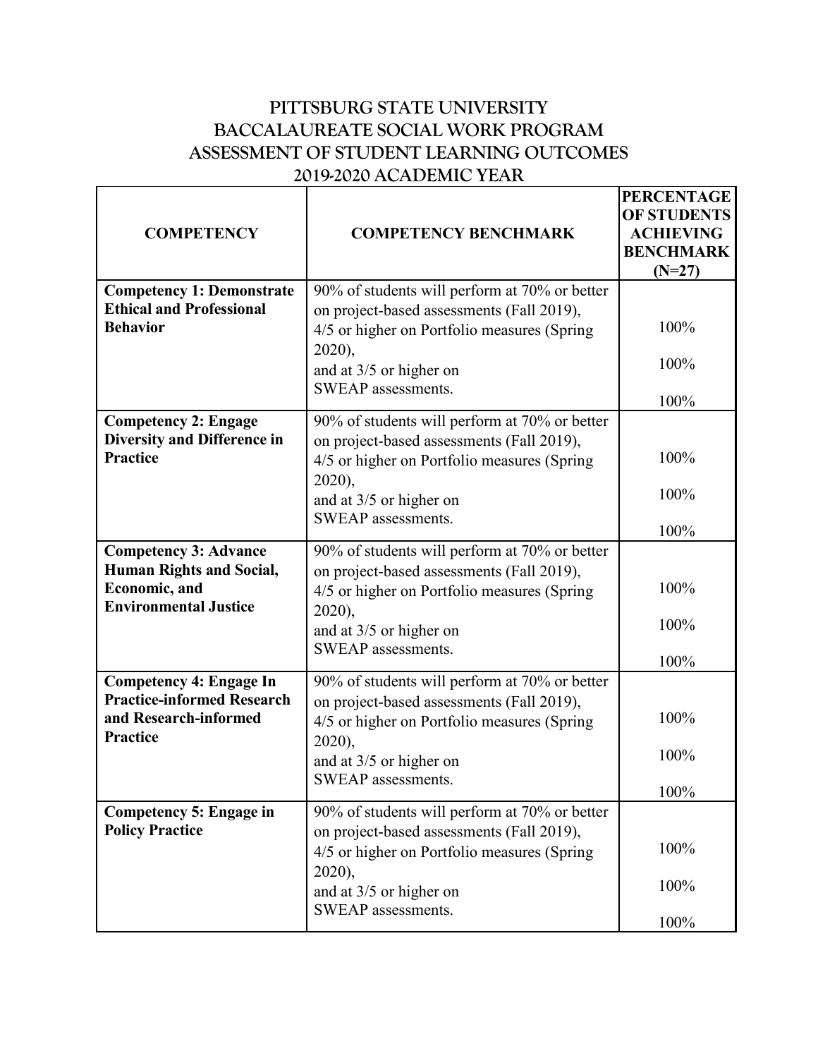# PITTSBURG STATE UNIVERSITY
# BACCALAUREATE SOCIAL WORK PROGRAM
# ASSESSMENT OF STUDENT LEARNING OUTCOMES
# 2019-2020 ACADEMIC YEAR

| COMPETENCY | COMPETENCY BENCHMARK | PERCENTAGE OF STUDENTS ACHIEVING BENCHMARK (N=27) |
|---|---|---|
| **Competency 1: Demonstrate Ethical and Professional Behavior** | 90% of students will perform at 70% or better on project-based assessments (Fall 2019),<br>4/5 or higher on Portfolio measures (Spring 2020),<br>and at 3/5 or higher on SWEAP assessments. | 100%<br>100%<br>100% |
| **Competency 2: Engage Diversity and Difference in Practice** | 90% of students will perform at 70% or better on project-based assessments (Fall 2019),<br>4/5 or higher on Portfolio measures (Spring 2020),<br>and at 3/5 or higher on SWEAP assessments. | 100%<br>100%<br>100% |
| **Competency 3: Advance Human Rights and Social, Economic, and Environmental Justice** | 90% of students will perform at 70% or better on project-based assessments (Fall 2019),<br>4/5 or higher on Portfolio measures (Spring 2020),<br>and at 3/5 or higher on SWEAP assessments. | 100%<br>100%<br>100% |
| **Competency 4: Engage In Practice-informed Research and Research-informed Practice** | 90% of students will perform at 70% or better on project-based assessments (Fall 2019),<br>4/5 or higher on Portfolio measures (Spring 2020),<br>and at 3/5 or higher on SWEAP assessments. | 100%<br>100%<br>100% |
| **Competency 5: Engage in Policy Practice** | 90% of students will perform at 70% or better on project-based assessments (Fall 2019),<br>4/5 or higher on Portfolio measures (Spring 2020),<br>and at 3/5 or higher on SWEAP assessments. | 100%<br>100%<br>100% |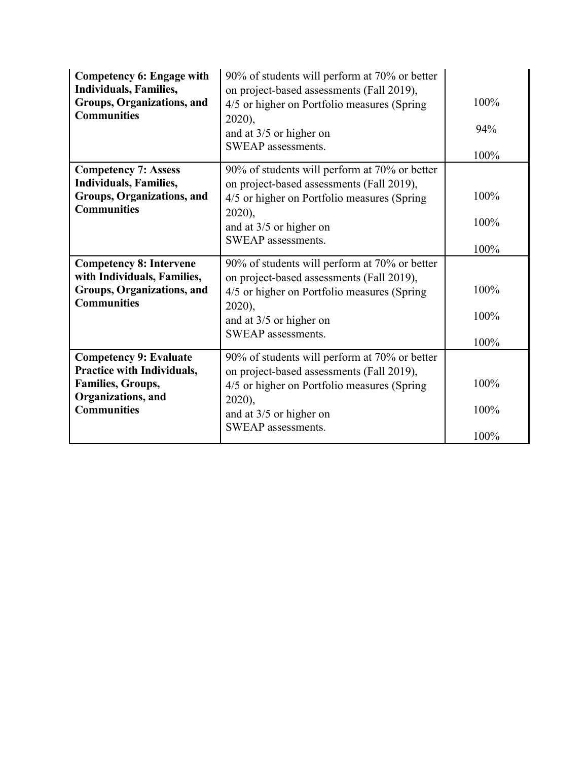| | | |
|---|---|---|
| **Competency 6: Engage with Individuals, Families, Groups, Organizations, and Communities** | 90% of students will perform at 70% or better on project-based assessments (Fall 2019),<br>4/5 or higher on Portfolio measures (Spring 2020),<br>and at 3/5 or higher on SWEAP assessments. | 100%<br>94%<br>100% |
| **Competency 7: Assess Individuals, Families, Groups, Organizations, and Communities** | 90% of students will perform at 70% or better on project-based assessments (Fall 2019),<br>4/5 or higher on Portfolio measures (Spring 2020),<br>and at 3/5 or higher on SWEAP assessments. | 100%<br>100%<br>100% |
| **Competency 8: Intervene with Individuals, Families, Groups, Organizations, and Communities** | 90% of students will perform at 70% or better on project-based assessments (Fall 2019),<br>4/5 or higher on Portfolio measures (Spring 2020),<br>and at 3/5 or higher on SWEAP assessments. | 100%<br>100%<br>100% |
| **Competency 9: Evaluate Practice with Individuals, Families, Groups, Organizations, and Communities** | 90% of students will perform at 70% or better on project-based assessments (Fall 2019),<br>4/5 or higher on Portfolio measures (Spring 2020),<br>and at 3/5 or higher on SWEAP assessments. | 100%<br>100%<br>100% |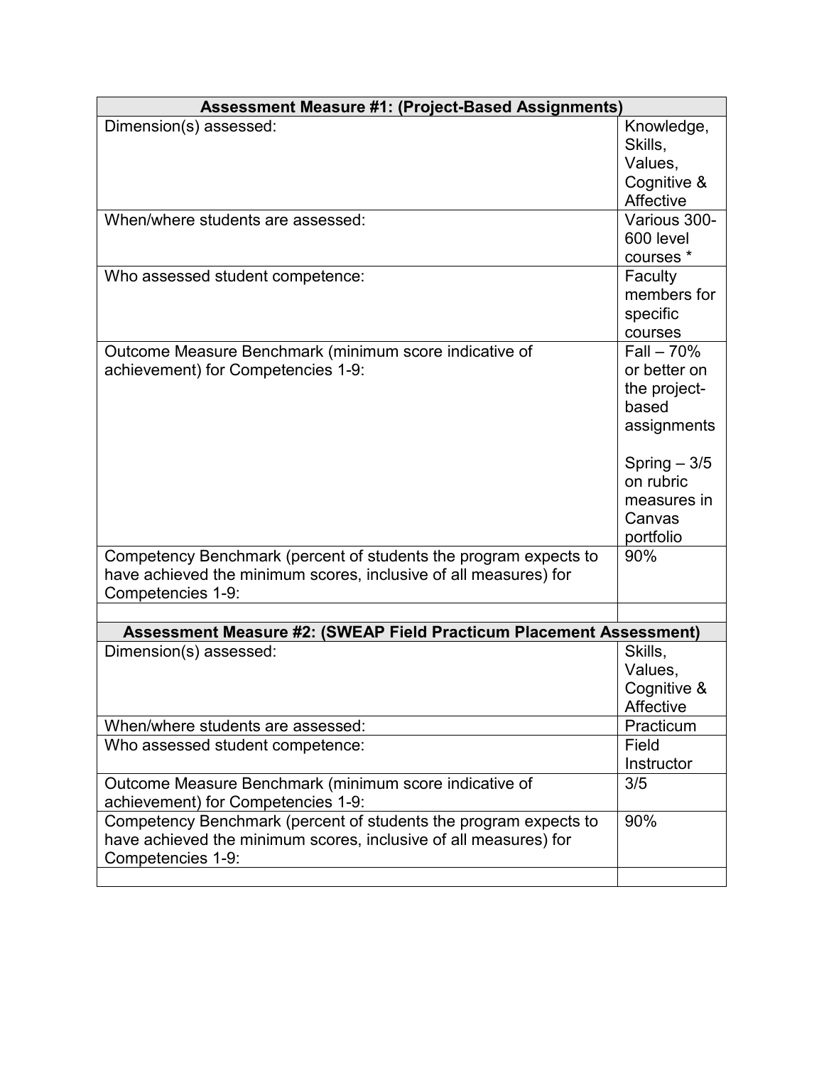| Assessment Measure #1: (Project-Based Assignments) | |
|---|---|
| Dimension(s) assessed: | Knowledge, Skills, Values, Cognitive & Affective |
| When/where students are assessed: | Various 300-600 level courses * |
| Who assessed student competence: | Faculty members for specific courses |
| Outcome Measure Benchmark (minimum score indicative of achievement) for Competencies 1-9: | Fall – 70% or better on the project-based assignments<br><br>Spring – 3/5 on rubric measures in Canvas portfolio |
| Competency Benchmark (percent of students the program expects to have achieved the minimum scores, inclusive of all measures) for Competencies 1-9: | 90% |
| | |

| Assessment Measure #2: (SWEAP Field Practicum Placement Assessment) | |
|---|---|
| Dimension(s) assessed: | Skills, Values, Cognitive & Affective |
| When/where students are assessed: | Practicum |
| Who assessed student competence: | Field Instructor |
| Outcome Measure Benchmark (minimum score indicative of achievement) for Competencies 1-9: | 3/5 |
| Competency Benchmark (percent of students the program expects to have achieved the minimum scores, inclusive of all measures) for Competencies 1-9: | 90% |
| | |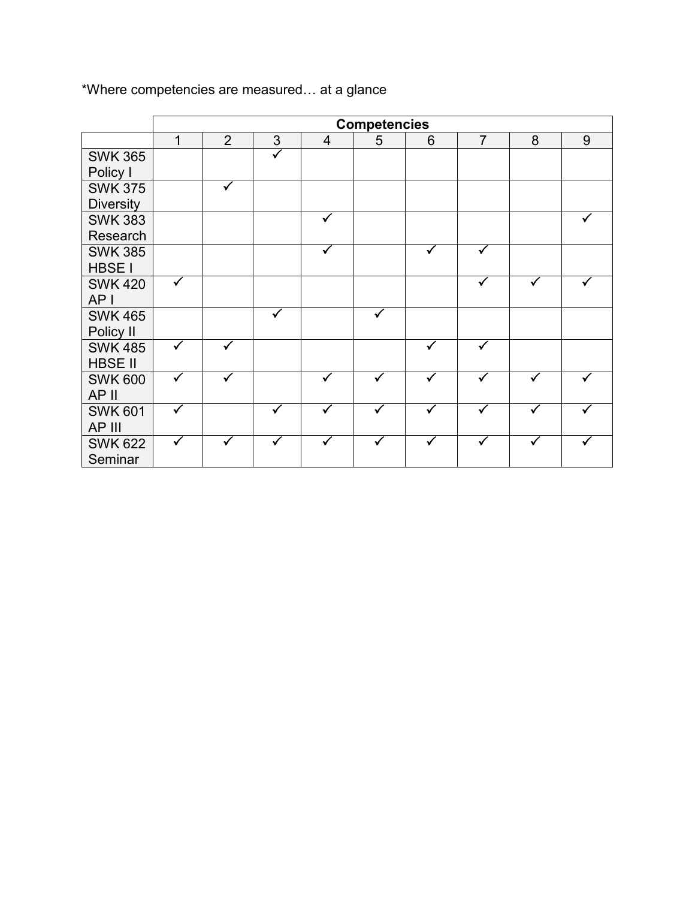*Where competencies are measured… at a glance

| | Competencies | | | | | | | | |
|---|---|---|---|---|---|---|---|---|---|
| | 1 | 2 | 3 | 4 | 5 | 6 | 7 | 8 | 9 |
| SWK 365 Policy I | | | ✓ | | | | | | |
| SWK 375 Diversity | | ✓ | | | | | | | |
| SWK 383 Research | | | | ✓ | | | | | ✓ |
| SWK 385 HBSE I | | | | ✓ | | ✓ | ✓ | | |
| SWK 420 AP I | ✓ | | | | | | ✓ | ✓ | ✓ |
| SWK 465 Policy II | | | ✓ | | ✓ | | | | |
| SWK 485 HBSE II | ✓ | ✓ | | | | ✓ | ✓ | | |
| SWK 600 AP II | ✓ | ✓ | | ✓ | ✓ | ✓ | ✓ | ✓ | ✓ |
| SWK 601 AP III | ✓ | | ✓ | ✓ | ✓ | ✓ | ✓ | ✓ | ✓ |
| SWK 622 Seminar | ✓ | ✓ | ✓ | ✓ | ✓ | ✓ | ✓ | ✓ | ✓ |